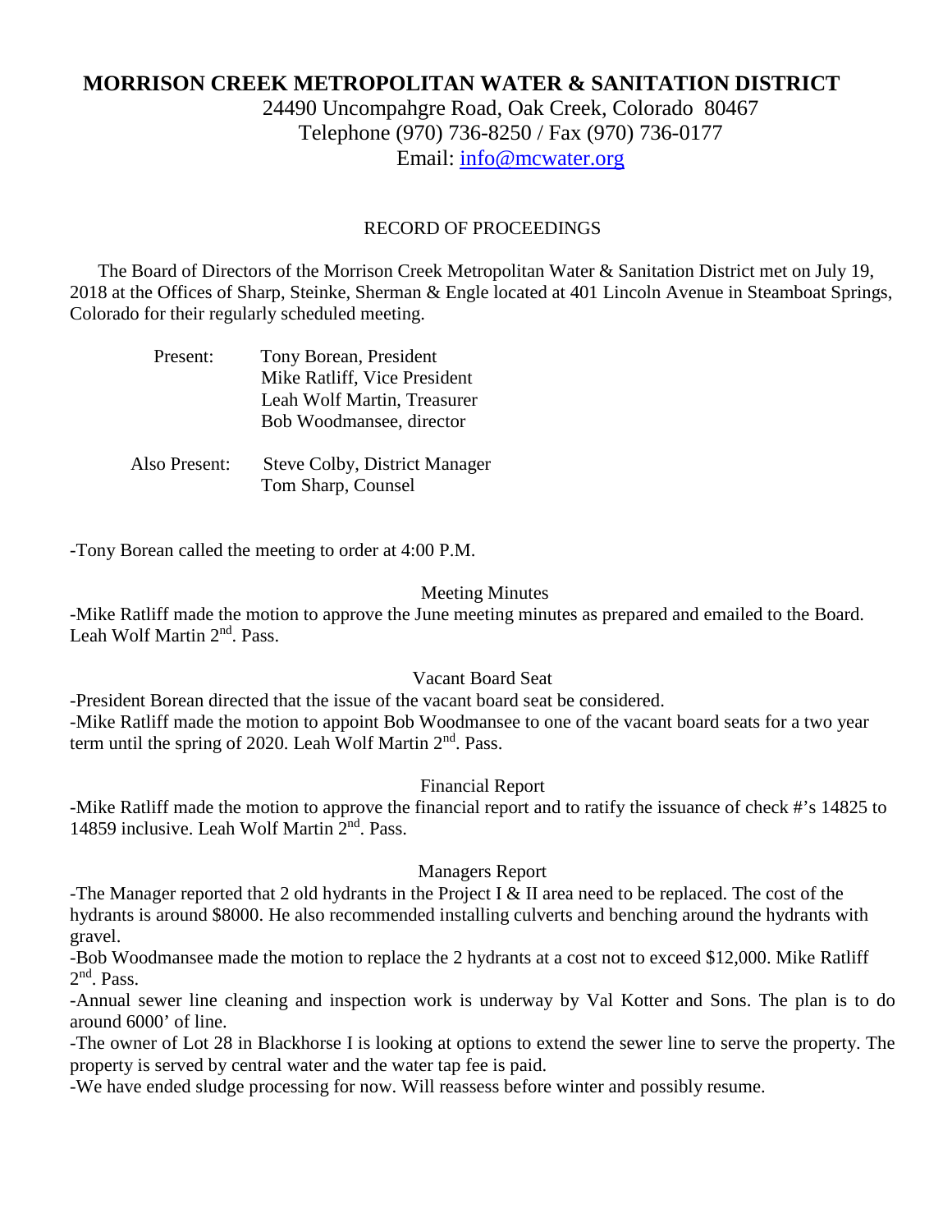# MORRISON CREEK METROPOLITAN WATER & SANITATION DISTRICT

24490 Uncompahgre Road, Oak Creek, Colorado 80467
Telephone (970) 736-8250 / Fax (970) 736-0177
Email: info@mcwater.org

RECORD OF PROCEEDINGS

The Board of Directors of the Morrison Creek Metropolitan Water & Sanitation District met on July 19, 2018 at the Offices of Sharp, Steinke, Sherman & Engle located at 401 Lincoln Avenue in Steamboat Springs, Colorado for their regularly scheduled meeting.

Present: Tony Borean, President
Mike Ratliff, Vice President
Leah Wolf Martin, Treasurer
Bob Woodmansee, director

Also Present: Steve Colby, District Manager
Tom Sharp, Counsel

-Tony Borean called the meeting to order at 4:00 P.M.

Meeting Minutes

-Mike Ratliff made the motion to approve the June meeting minutes as prepared and emailed to the Board. Leah Wolf Martin 2nd. Pass.

Vacant Board Seat

-President Borean directed that the issue of the vacant board seat be considered.
-Mike Ratliff made the motion to appoint Bob Woodmansee to one of the vacant board seats for a two year term until the spring of 2020. Leah Wolf Martin 2nd. Pass.

Financial Report

-Mike Ratliff made the motion to approve the financial report and to ratify the issuance of check #'s 14825 to 14859 inclusive. Leah Wolf Martin 2nd. Pass.

Managers Report

-The Manager reported that 2 old hydrants in the Project I & II area need to be replaced. The cost of the hydrants is around $8000. He also recommended installing culverts and benching around the hydrants with gravel.
-Bob Woodmansee made the motion to replace the 2 hydrants at a cost not to exceed $12,000. Mike Ratliff 2nd. Pass.
-Annual sewer line cleaning and inspection work is underway by Val Kotter and Sons. The plan is to do around 6000' of line.
-The owner of Lot 28 in Blackhorse I is looking at options to extend the sewer line to serve the property. The property is served by central water and the water tap fee is paid.
-We have ended sludge processing for now. Will reassess before winter and possibly resume.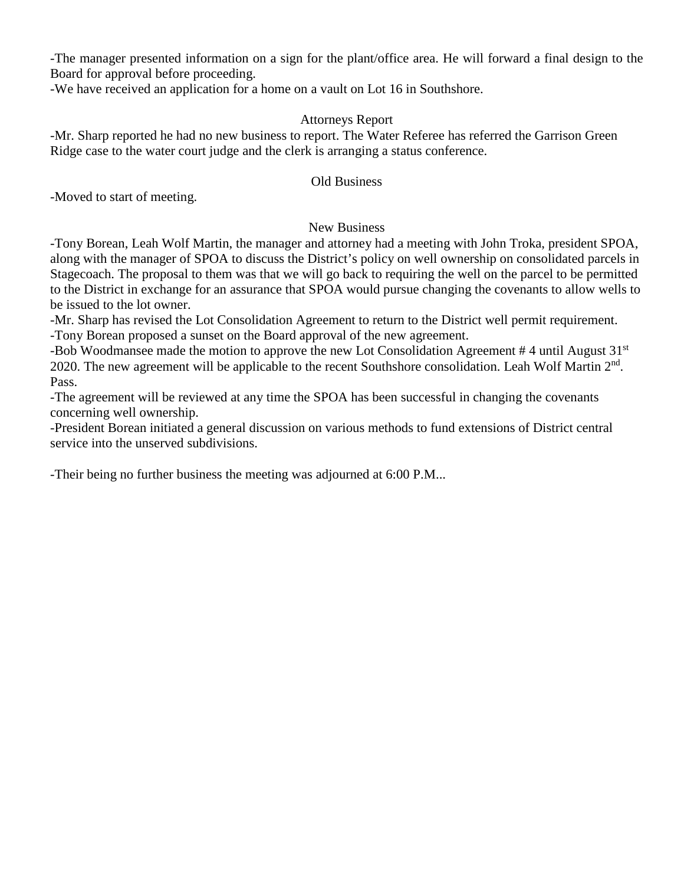-The manager presented information on a sign for the plant/office area. He will forward a final design to the Board for approval before proceeding.
-We have received an application for a home on a vault on Lot 16 in Southshore.

## Attorneys Report

-Mr. Sharp reported he had no new business to report. The Water Referee has referred the Garrison Green Ridge case to the water court judge and the clerk is arranging a status conference.

## Old Business

-Moved to start of meeting.

## New Business

-Tony Borean, Leah Wolf Martin, the manager and attorney had a meeting with John Troka, president SPOA, along with the manager of SPOA to discuss the District's policy on well ownership on consolidated parcels in Stagecoach. The proposal to them was that we will go back to requiring the well on the parcel to be permitted to the District in exchange for an assurance that SPOA would pursue changing the covenants to allow wells to be issued to the lot owner.
-Mr. Sharp has revised the Lot Consolidation Agreement to return to the District well permit requirement.
-Tony Borean proposed a sunset on the Board approval of the new agreement.
-Bob Woodmansee made the motion to approve the new Lot Consolidation Agreement # 4 until August 31st 2020. The new agreement will be applicable to the recent Southshore consolidation. Leah Wolf Martin 2nd. Pass.
-The agreement will be reviewed at any time the SPOA has been successful in changing the covenants concerning well ownership.
-President Borean initiated a general discussion on various methods to fund extensions of District central service into the unserved subdivisions.

-Their being no further business the meeting was adjourned at 6:00 P.M...